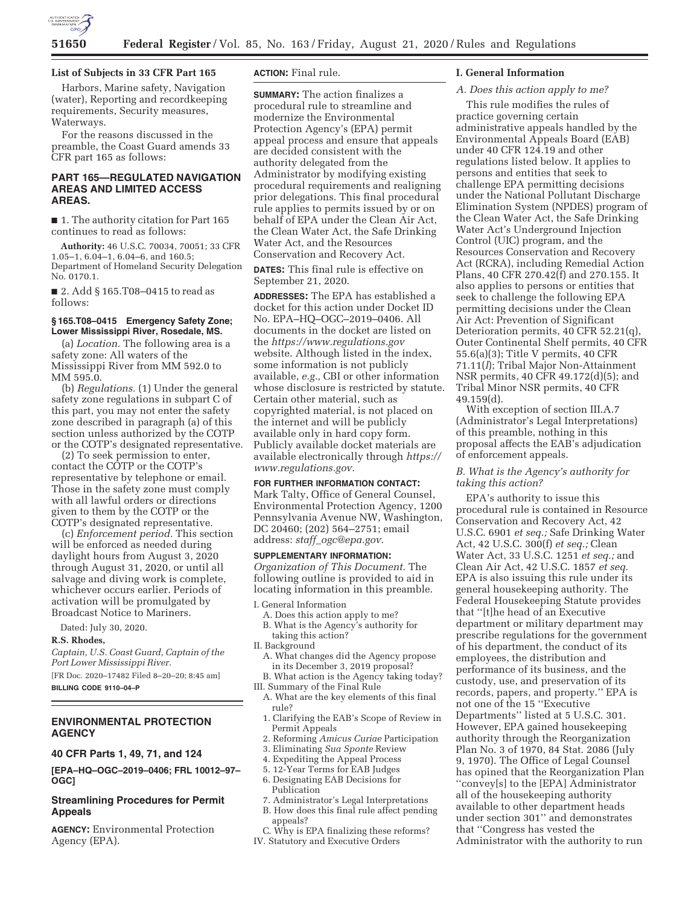**List of Subjects in 33 CFR Part 165**

Harbors, Marine safety, Navigation (water), Reporting and recordkeeping requirements, Security measures, Waterways.

For the reasons discussed in the preamble, the Coast Guard amends 33 CFR part 165 as follows:

## PART 165—REGULATED NAVIGATION AREAS AND LIMITED ACCESS AREAS.

■ 1. The authority citation for Part 165 continues to read as follows:

**Authority:** 46 U.S.C. 70034, 70051; 33 CFR 1.05–1, 6.04–1, 6.04–6, and 160.5; Department of Homeland Security Delegation No. 0170.1.

■ 2. Add § 165.T08–0415 to read as follows:

### § 165.T08–0415 Emergency Safety Zone; Lower Mississippi River, Rosedale, MS.

(a) *Location.* The following area is a safety zone: All waters of the Mississippi River from MM 592.0 to MM 595.0.

(b) *Regulations.* (1) Under the general safety zone regulations in subpart C of this part, you may not enter the safety zone described in paragraph (a) of this section unless authorized by the COTP or the COTP's designated representative.

(2) To seek permission to enter, contact the COTP or the COTP's representative by telephone or email. Those in the safety zone must comply with all lawful orders or directions given to them by the COTP or the COTP's designated representative.

(c) *Enforcement period.* This section will be enforced as needed during daylight hours from August 3, 2020 through August 31, 2020, or until all salvage and diving work is complete, whichever occurs earlier. Periods of activation will be promulgated by Broadcast Notice to Mariners.

Dated: July 30, 2020.

**R.S. Rhodes,**

*Captain, U.S. Coast Guard, Captain of the Port Lower Mississippi River.*

[FR Doc. 2020–17482 Filed 8–20–20; 8:45 am]

**BILLING CODE 9110–04–P**

---

## ENVIRONMENTAL PROTECTION AGENCY

### 40 CFR Parts 1, 49, 71, and 124

**[EPA–HQ–OGC–2019–0406; FRL 10012–97–OGC]**

### Streamlining Procedures for Permit Appeals

**AGENCY:** Environmental Protection Agency (EPA).

**ACTION:** Final rule.

**SUMMARY:** The action finalizes a procedural rule to streamline and modernize the Environmental Protection Agency's (EPA) permit appeal process and ensure that appeals are decided consistent with the authority delegated from the Administrator by modifying existing procedural requirements and realigning prior delegations. This final procedural rule applies to permits issued by or on behalf of EPA under the Clean Air Act, the Clean Water Act, the Safe Drinking Water Act, and the Resources Conservation and Recovery Act.

**DATES:** This final rule is effective on September 21, 2020.

**ADDRESSES:** The EPA has established a docket for this action under Docket ID No. EPA–HQ–OGC–2019–0406. All documents in the docket are listed on the *https://www.regulations.gov* website. Although listed in the index, some information is not publicly available, *e.g.,* CBI or other information whose disclosure is restricted by statute. Certain other material, such as copyrighted material, is not placed on the internet and will be publicly available only in hard copy form. Publicly available docket materials are available electronically through *https://www.regulations.gov.*

**FOR FURTHER INFORMATION CONTACT:** Mark Talty, Office of General Counsel, Environmental Protection Agency, 1200 Pennsylvania Avenue NW, Washington, DC 20460; (202) 564–2751; email address: *staff_ogc@epa.gov.*

**SUPPLEMENTARY INFORMATION:**

*Organization of This Document.* The following outline is provided to aid in locating information in this preamble.

I. General Information
  A. Does this action apply to me?
  B. What is the Agency's authority for taking this action?
II. Background
  A. What changes did the Agency propose in its December 3, 2019 proposal?
  B. What action is the Agency taking today?
III. Summary of the Final Rule
  A. What are the key elements of this final rule?
  1. Clarifying the EAB's Scope of Review in Permit Appeals
  2. Reforming *Amicus Curiae* Participation
  3. Eliminating *Sua Sponte* Review
  4. Expediting the Appeal Process
  5. 12-Year Terms for EAB Judges
  6. Designating EAB Decisions for Publication
  7. Administrator's Legal Interpretations
  B. How does this final rule affect pending appeals?
  C. Why is EPA finalizing these reforms?
IV. Statutory and Executive Orders

## I. General Information

### A. Does this action apply to me?

This rule modifies the rules of practice governing certain administrative appeals handled by the Environmental Appeals Board (EAB) under 40 CFR 124.19 and other regulations listed below. It applies to persons and entities that seek to challenge EPA permitting decisions under the National Pollutant Discharge Elimination System (NPDES) program of the Clean Water Act, the Safe Drinking Water Act's Underground Injection Control (UIC) program, and the Resources Conservation and Recovery Act (RCRA), including Remedial Action Plans, 40 CFR 270.42(f) and 270.155. It also applies to persons or entities that seek to challenge the following EPA permitting decisions under the Clean Air Act: Prevention of Significant Deterioration permits, 40 CFR 52.21(q), Outer Continental Shelf permits, 40 CFR 55.6(a)(3); Title V permits, 40 CFR 71.11(*l*); Tribal Major Non-Attainment NSR permits, 40 CFR 49.172(d)(5); and Tribal Minor NSR permits, 40 CFR 49.159(d).

With exception of section III.A.7 (Administrator's Legal Interpretations) of this preamble, nothing in this proposal affects the EAB's adjudication of enforcement appeals.

### B. What is the Agency's authority for taking this action?

EPA's authority to issue this procedural rule is contained in Resource Conservation and Recovery Act, 42 U.S.C. 6901 *et seq.;* Safe Drinking Water Act, 42 U.S.C. 300(f) *et seq.;* Clean Water Act, 33 U.S.C. 1251 *et seq.;* and Clean Air Act, 42 U.S.C. 1857 *et seq.* EPA is also issuing this rule under its general housekeeping authority. The Federal Housekeeping Statute provides that "[t]he head of an Executive department or military department may prescribe regulations for the government of his department, the conduct of its employees, the distribution and performance of its business, and the custody, use, and preservation of its records, papers, and property." EPA is not one of the 15 "Executive Departments" listed at 5 U.S.C. 301. However, EPA gained housekeeping authority through the Reorganization Plan No. 3 of 1970, 84 Stat. 2086 (July 9, 1970). The Office of Legal Counsel has opined that the Reorganization Plan "convey[s] to the [EPA] Administrator all of the housekeeping authority available to other department heads under section 301" and demonstrates that "Congress has vested the Administrator with the authority to run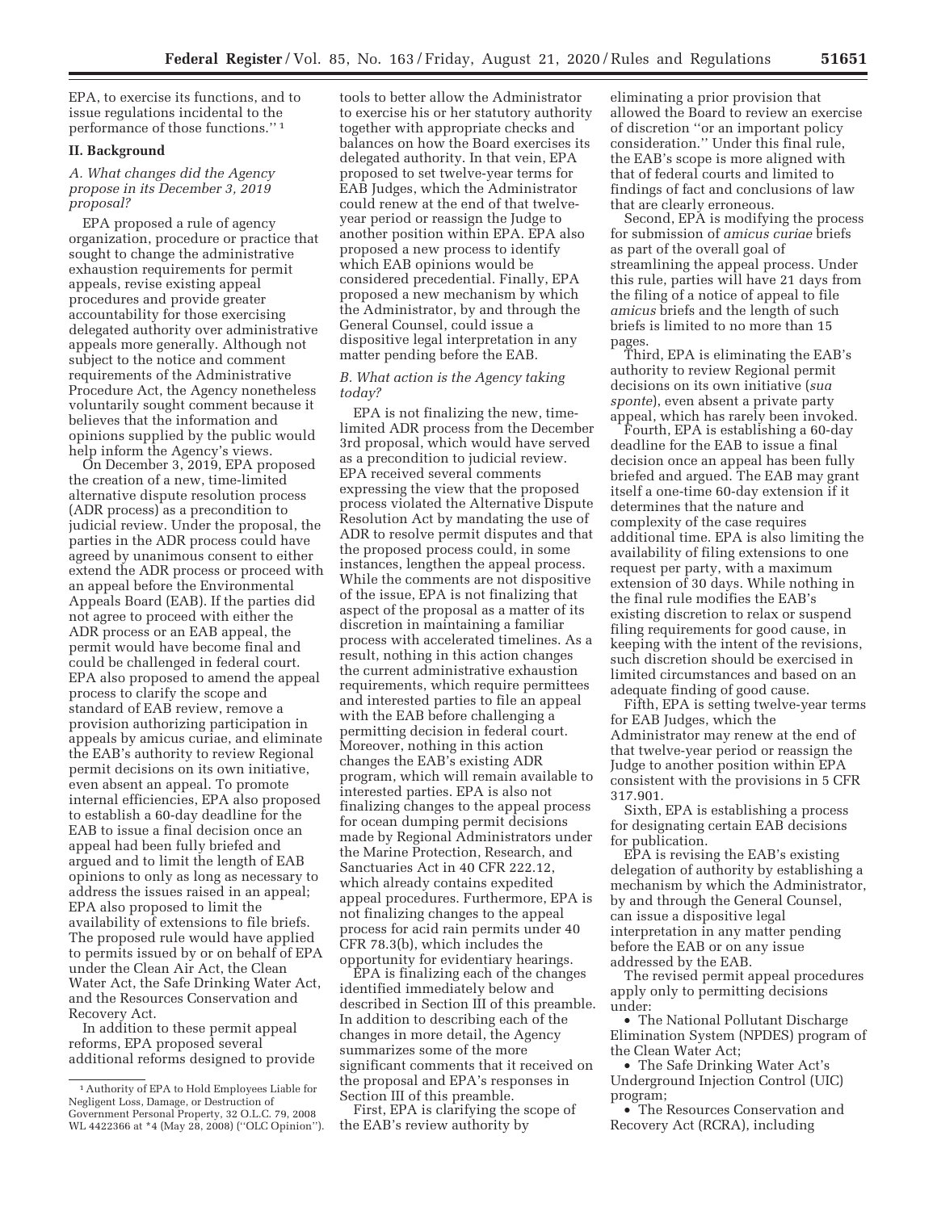EPA, to exercise its functions, and to issue regulations incidental to the performance of those functions.'' [1]

## II. Background

### *A. What changes did the Agency propose in its December 3, 2019 proposal?*

EPA proposed a rule of agency organization, procedure or practice that sought to change the administrative exhaustion requirements for permit appeals, revise existing appeal procedures and provide greater accountability for those exercising delegated authority over administrative appeals more generally. Although not subject to the notice and comment requirements of the Administrative Procedure Act, the Agency nonetheless voluntarily sought comment because it believes that the information and opinions supplied by the public would help inform the Agency's views.

On December 3, 2019, EPA proposed the creation of a new, time-limited alternative dispute resolution process (ADR process) as a precondition to judicial review. Under the proposal, the parties in the ADR process could have agreed by unanimous consent to either extend the ADR process or proceed with an appeal before the Environmental Appeals Board (EAB). If the parties did not agree to proceed with either the ADR process or an EAB appeal, the permit would have become final and could be challenged in federal court. EPA also proposed to amend the appeal process to clarify the scope and standard of EAB review, remove a provision authorizing participation in appeals by amicus curiae, and eliminate the EAB's authority to review Regional permit decisions on its own initiative, even absent an appeal. To promote internal efficiencies, EPA also proposed to establish a 60-day deadline for the EAB to issue a final decision once an appeal had been fully briefed and argued and to limit the length of EAB opinions to only as long as necessary to address the issues raised in an appeal; EPA also proposed to limit the availability of extensions to file briefs. The proposed rule would have applied to permits issued by or on behalf of EPA under the Clean Air Act, the Clean Water Act, the Safe Drinking Water Act, and the Resources Conservation and Recovery Act.

In addition to these permit appeal reforms, EPA proposed several additional reforms designed to provide tools to better allow the Administrator to exercise his or her statutory authority together with appropriate checks and balances on how the Board exercises its delegated authority. In that vein, EPA proposed to set twelve-year terms for EAB Judges, which the Administrator could renew at the end of that twelve-year period or reassign the Judge to another position within EPA. EPA also proposed a new process to identify which EAB opinions would be considered precedential. Finally, EPA proposed a new mechanism by which the Administrator, by and through the General Counsel, could issue a dispositive legal interpretation in any matter pending before the EAB.

### *B. What action is the Agency taking today?*

EPA is not finalizing the new, time-limited ADR process from the December 3rd proposal, which would have served as a precondition to judicial review. EPA received several comments expressing the view that the proposed process violated the Alternative Dispute Resolution Act by mandating the use of ADR to resolve permit disputes and that the proposed process could, in some instances, lengthen the appeal process. While the comments are not dispositive of the issue, EPA is not finalizing that aspect of the proposal as a matter of its discretion in maintaining a familiar process with accelerated timelines. As a result, nothing in this action changes the current administrative exhaustion requirements, which require permittees and interested parties to file an appeal with the EAB before challenging a permitting decision in federal court. Moreover, nothing in this action changes the EAB's existing ADR program, which will remain available to interested parties. EPA is also not finalizing changes to the appeal process for ocean dumping permit decisions made by Regional Administrators under the Marine Protection, Research, and Sanctuaries Act in 40 CFR 222.12, which already contains expedited appeal procedures. Furthermore, EPA is not finalizing changes to the appeal process for acid rain permits under 40 CFR 78.3(b), which includes the opportunity for evidentiary hearings.

EPA is finalizing each of the changes identified immediately below and described in Section III of this preamble. In addition to describing each of the changes in more detail, the Agency summarizes some of the more significant comments that it received on the proposal and EPA's responses in Section III of this preamble.

First, EPA is clarifying the scope of the EAB's review authority by eliminating a prior provision that allowed the Board to review an exercise of discretion ''or an important policy consideration.'' Under this final rule, the EAB's scope is more aligned with that of federal courts and limited to findings of fact and conclusions of law that are clearly erroneous.

Second, EPA is modifying the process for submission of *amicus curiae* briefs as part of the overall goal of streamlining the appeal process. Under this rule, parties will have 21 days from the filing of a notice of appeal to file *amicus* briefs and the length of such briefs is limited to no more than 15 pages.

Third, EPA is eliminating the EAB's authority to review Regional permit decisions on its own initiative (*sua sponte*), even absent a private party appeal, which has rarely been invoked.

Fourth, EPA is establishing a 60-day deadline for the EAB to issue a final decision once an appeal has been fully briefed and argued. The EAB may grant itself a one-time 60-day extension if it determines that the nature and complexity of the case requires additional time. EPA is also limiting the availability of filing extensions to one request per party, with a maximum extension of 30 days. While nothing in the final rule modifies the EAB's existing discretion to relax or suspend filing requirements for good cause, in keeping with the intent of the revisions, such discretion should be exercised in limited circumstances and based on an adequate finding of good cause.

Fifth, EPA is setting twelve-year terms for EAB Judges, which the Administrator may renew at the end of that twelve-year period or reassign the Judge to another position within EPA consistent with the provisions in 5 CFR 317.901.

Sixth, EPA is establishing a process for designating certain EAB decisions for publication.

EPA is revising the EAB's existing delegation of authority by establishing a mechanism by which the Administrator, by and through the General Counsel, can issue a dispositive legal interpretation in any matter pending before the EAB or on any issue addressed by the EAB.

The revised permit appeal procedures apply only to permitting decisions under:

- The National Pollutant Discharge Elimination System (NPDES) program of the Clean Water Act;
- The Safe Drinking Water Act's Underground Injection Control (UIC) program;
- The Resources Conservation and Recovery Act (RCRA), including

---

[1] Authority of EPA to Hold Employees Liable for Negligent Loss, Damage, or Destruction of Government Personal Property, 32 O.L.C. 79, 2008 WL 4422366 at *4 (May 28, 2008) (''OLC Opinion'').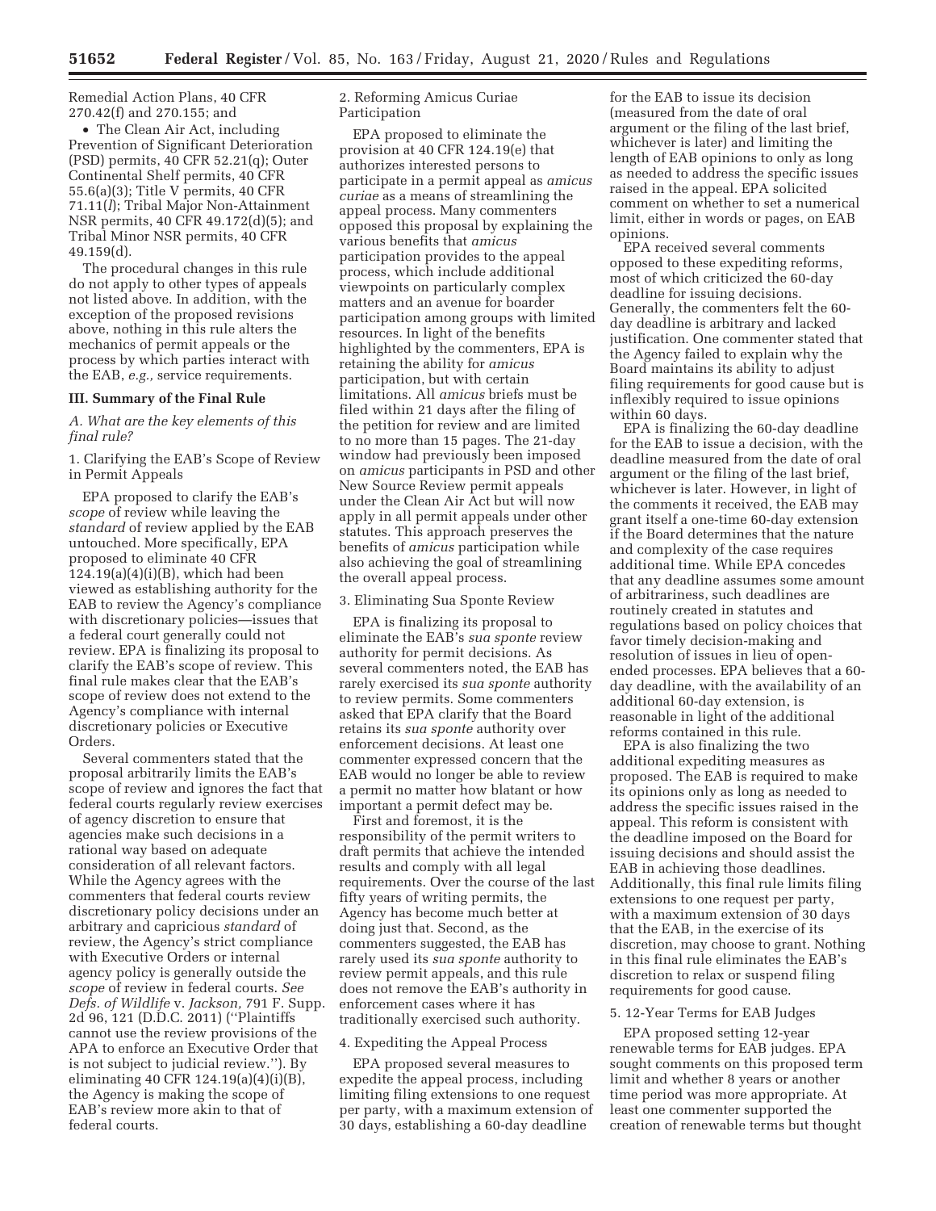Remedial Action Plans, 40 CFR 270.42(f) and 270.155; and

- The Clean Air Act, including Prevention of Significant Deterioration (PSD) permits, 40 CFR 52.21(q); Outer Continental Shelf permits, 40 CFR 55.6(a)(3); Title V permits, 40 CFR 71.11(*l*); Tribal Major Non-Attainment NSR permits, 40 CFR 49.172(d)(5); and Tribal Minor NSR permits, 40 CFR 49.159(d).

The procedural changes in this rule do not apply to other types of appeals not listed above. In addition, with the exception of the proposed revisions above, nothing in this rule alters the mechanics of permit appeals or the process by which parties interact with the EAB, *e.g.,* service requirements.

## III. Summary of the Final Rule

### *A. What are the key elements of this final rule?*

1. Clarifying the EAB's Scope of Review in Permit Appeals

EPA proposed to clarify the EAB's *scope* of review while leaving the *standard* of review applied by the EAB untouched. More specifically, EPA proposed to eliminate 40 CFR 124.19(a)(4)(i)(B), which had been viewed as establishing authority for the EAB to review the Agency's compliance with discretionary policies—issues that a federal court generally could not review. EPA is finalizing its proposal to clarify the EAB's scope of review. This final rule makes clear that the EAB's scope of review does not extend to the Agency's compliance with internal discretionary policies or Executive Orders.

Several commenters stated that the proposal arbitrarily limits the EAB's scope of review and ignores the fact that federal courts regularly review exercises of agency discretion to ensure that agencies make such decisions in a rational way based on adequate consideration of all relevant factors. While the Agency agrees with the commenters that federal courts review discretionary policy decisions under an arbitrary and capricious *standard* of review, the Agency's strict compliance with Executive Orders or internal agency policy is generally outside the *scope* of review in federal courts. *See Defs. of Wildlife* v. *Jackson,* 791 F. Supp. 2d 96, 121 (D.D.C. 2011) (''Plaintiffs cannot use the review provisions of the APA to enforce an Executive Order that is not subject to judicial review.''). By eliminating 40 CFR 124.19(a)(4)(i)(B), the Agency is making the scope of EAB's review more akin to that of federal courts.

2. Reforming Amicus Curiae Participation

EPA proposed to eliminate the provision at 40 CFR 124.19(e) that authorizes interested persons to participate in a permit appeal as *amicus curiae* as a means of streamlining the appeal process. Many commenters opposed this proposal by explaining the various benefits that *amicus* participation provides to the appeal process, which include additional viewpoints on particularly complex matters and an avenue for boarder participation among groups with limited resources. In light of the benefits highlighted by the commenters, EPA is retaining the ability for *amicus* participation, but with certain limitations. All *amicus* briefs must be filed within 21 days after the filing of the petition for review and are limited to no more than 15 pages. The 21-day window had previously been imposed on *amicus* participants in PSD and other New Source Review permit appeals under the Clean Air Act but will now apply in all permit appeals under other statutes. This approach preserves the benefits of *amicus* participation while also achieving the goal of streamlining the overall appeal process.

3. Eliminating Sua Sponte Review

EPA is finalizing its proposal to eliminate the EAB's *sua sponte* review authority for permit decisions. As several commenters noted, the EAB has rarely exercised its *sua sponte* authority to review permits. Some commenters asked that EPA clarify that the Board retains its *sua sponte* authority over enforcement decisions. At least one commenter expressed concern that the EAB would no longer be able to review a permit no matter how blatant or how important a permit defect may be.

First and foremost, it is the responsibility of the permit writers to draft permits that achieve the intended results and comply with all legal requirements. Over the course of the last fifty years of writing permits, the Agency has become much better at doing just that. Second, as the commenters suggested, the EAB has rarely used its *sua sponte* authority to review permit appeals, and this rule does not remove the EAB's authority in enforcement cases where it has traditionally exercised such authority.

4. Expediting the Appeal Process

EPA proposed several measures to expedite the appeal process, including limiting filing extensions to one request per party, with a maximum extension of 30 days, establishing a 60-day deadline for the EAB to issue its decision (measured from the date of oral argument or the filing of the last brief, whichever is later) and limiting the length of EAB opinions to only as long as needed to address the specific issues raised in the appeal. EPA solicited comment on whether to set a numerical limit, either in words or pages, on EAB opinions.

EPA received several comments opposed to these expediting reforms, most of which criticized the 60-day deadline for issuing decisions. Generally, the commenters felt the 60-day deadline is arbitrary and lacked justification. One commenter stated that the Agency failed to explain why the Board maintains its ability to adjust filing requirements for good cause but is inflexibly required to issue opinions within 60 days.

EPA is finalizing the 60-day deadline for the EAB to issue a decision, with the deadline measured from the date of oral argument or the filing of the last brief, whichever is later. However, in light of the comments it received, the EAB may grant itself a one-time 60-day extension if the Board determines that the nature and complexity of the case requires additional time. While EPA concedes that any deadline assumes some amount of arbitrariness, such deadlines are routinely created in statutes and regulations based on policy choices that favor timely decision-making and resolution of issues in lieu of open-ended processes. EPA believes that a 60-day deadline, with the availability of an additional 60-day extension, is reasonable in light of the additional reforms contained in this rule.

EPA is also finalizing the two additional expediting measures as proposed. The EAB is required to make its opinions only as long as needed to address the specific issues raised in the appeal. This reform is consistent with the deadline imposed on the Board for issuing decisions and should assist the EAB in achieving those deadlines. Additionally, this final rule limits filing extensions to one request per party, with a maximum extension of 30 days that the EAB, in the exercise of its discretion, may choose to grant. Nothing in this final rule eliminates the EAB's discretion to relax or suspend filing requirements for good cause.

5. 12-Year Terms for EAB Judges

EPA proposed setting 12-year renewable terms for EAB judges. EPA sought comments on this proposed term limit and whether 8 years or another time period was more appropriate. At least one commenter supported the creation of renewable terms but thought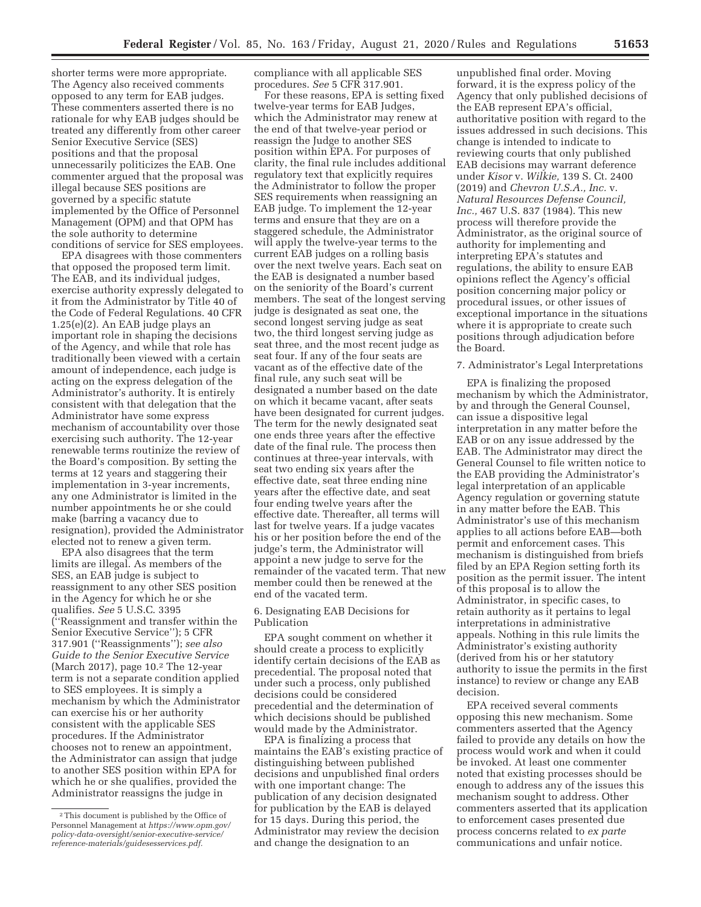shorter terms were more appropriate. The Agency also received comments opposed to any term for EAB judges. These commenters asserted there is no rationale for why EAB judges should be treated any differently from other career Senior Executive Service (SES) positions and that the proposal unnecessarily politicizes the EAB. One commenter argued that the proposal was illegal because SES positions are governed by a specific statute implemented by the Office of Personnel Management (OPM) and that OPM has the sole authority to determine conditions of service for SES employees.

EPA disagrees with those commenters that opposed the proposed term limit. The EAB, and its individual judges, exercise authority expressly delegated to it from the Administrator by Title 40 of the Code of Federal Regulations. 40 CFR 1.25(e)(2). An EAB judge plays an important role in shaping the decisions of the Agency, and while that role has traditionally been viewed with a certain amount of independence, each judge is acting on the express delegation of the Administrator's authority. It is entirely consistent with that delegation that the Administrator have some express mechanism of accountability over those exercising such authority. The 12-year renewable terms routinize the review of the Board's composition. By setting the terms at 12 years and staggering their implementation in 3-year increments, any one Administrator is limited in the number appointments he or she could make (barring a vacancy due to resignation), provided the Administrator elected not to renew a given term.

EPA also disagrees that the term limits are illegal. As members of the SES, an EAB judge is subject to reassignment to any other SES position in the Agency for which he or she qualifies. *See* 5 U.S.C. 3395 (''Reassignment and transfer within the Senior Executive Service''); 5 CFR 317.901 (''Reassignments''); *see also Guide to the Senior Executive Service* (March 2017), page 10.[2] The 12-year term is not a separate condition applied to SES employees. It is simply a mechanism by which the Administrator can exercise his or her authority consistent with the applicable SES procedures. If the Administrator chooses not to renew an appointment, the Administrator can assign that judge to another SES position within EPA for which he or she qualifies, provided the Administrator reassigns the judge in compliance with all applicable SES procedures. *See* 5 CFR 317.901.

For these reasons, EPA is setting fixed twelve-year terms for EAB Judges, which the Administrator may renew at the end of that twelve-year period or reassign the Judge to another SES position within EPA. For purposes of clarity, the final rule includes additional regulatory text that explicitly requires the Administrator to follow the proper SES requirements when reassigning an EAB judge. To implement the 12-year terms and ensure that they are on a staggered schedule, the Administrator will apply the twelve-year terms to the current EAB judges on a rolling basis over the next twelve years. Each seat on the EAB is designated a number based on the seniority of the Board's current members. The seat of the longest serving judge is designated as seat one, the second longest serving judge as seat two, the third longest serving judge as seat three, and the most recent judge as seat four. If any of the four seats are vacant as of the effective date of the final rule, any such seat will be designated a number based on the date on which it became vacant, after seats have been designated for current judges. The term for the newly designated seat one ends three years after the effective date of the final rule. The process then continues at three-year intervals, with seat two ending six years after the effective date, seat three ending nine years after the effective date, and seat four ending twelve years after the effective date. Thereafter, all terms will last for twelve years. If a judge vacates his or her position before the end of the judge's term, the Administrator will appoint a new judge to serve for the remainder of the vacated term. That new member could then be renewed at the end of the vacated term.

6. Designating EAB Decisions for Publication

EPA sought comment on whether it should create a process to explicitly identify certain decisions of the EAB as precedential. The proposal noted that under such a process, only published decisions could be considered precedential and the determination of which decisions should be published would made by the Administrator.

EPA is finalizing a process that maintains the EAB's existing practice of distinguishing between published decisions and unpublished final orders with one important change: The publication of any decision designated for publication by the EAB is delayed for 15 days. During this period, the Administrator may review the decision and change the designation to an unpublished final order. Moving forward, it is the express policy of the Agency that only published decisions of the EAB represent EPA's official, authoritative position with regard to the issues addressed in such decisions. This change is intended to indicate to reviewing courts that only published EAB decisions may warrant deference under *Kisor* v. *Wilkie,* 139 S. Ct. 2400 (2019) and *Chevron U.S.A., Inc.* v. *Natural Resources Defense Council, Inc.,* 467 U.S. 837 (1984). This new process will therefore provide the Administrator, as the original source of authority for implementing and interpreting EPA's statutes and regulations, the ability to ensure EAB opinions reflect the Agency's official position concerning major policy or procedural issues, or other issues of exceptional importance in the situations where it is appropriate to create such positions through adjudication before the Board.

7. Administrator's Legal Interpretations

EPA is finalizing the proposed mechanism by which the Administrator, by and through the General Counsel, can issue a dispositive legal interpretation in any matter before the EAB or on any issue addressed by the EAB. The Administrator may direct the General Counsel to file written notice to the EAB providing the Administrator's legal interpretation of an applicable Agency regulation or governing statute in any matter before the EAB. This Administrator's use of this mechanism applies to all actions before EAB—both permit and enforcement cases. This mechanism is distinguished from briefs filed by an EPA Region setting forth its position as the permit issuer. The intent of this proposal is to allow the Administrator, in specific cases, to retain authority as it pertains to legal interpretations in administrative appeals. Nothing in this rule limits the Administrator's existing authority (derived from his or her statutory authority to issue the permits in the first instance) to review or change any EAB decision.

EPA received several comments opposing this new mechanism. Some commenters asserted that the Agency failed to provide any details on how the process would work and when it could be invoked. At least one commenter noted that existing processes should be enough to address any of the issues this mechanism sought to address. Other commenters asserted that its application to enforcement cases presented due process concerns related to *ex parte* communications and unfair notice.

[2] This document is published by the Office of Personnel Management at *https://www.opm.gov/policy-data-oversight/senior-executive-service/reference-materials/guidesesservices.pdf.*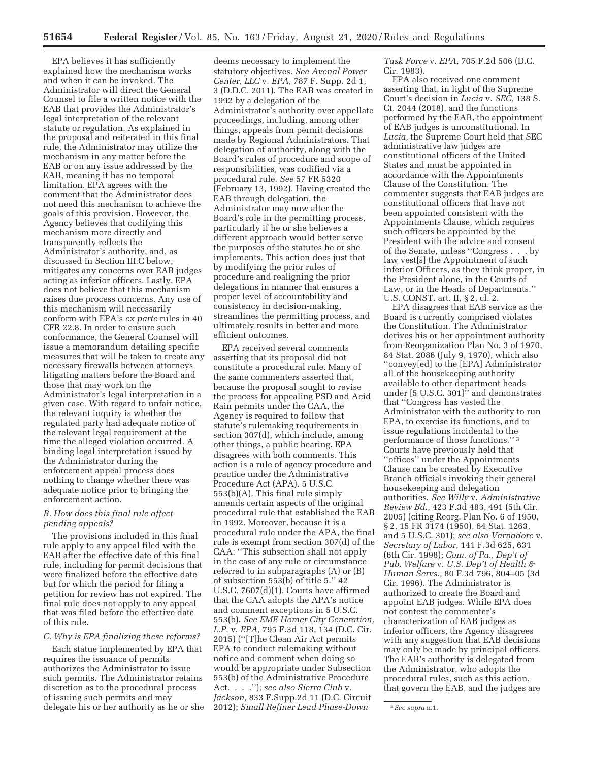EPA believes it has sufficiently explained how the mechanism works and when it can be invoked. The Administrator will direct the General Counsel to file a written notice with the EAB that provides the Administrator's legal interpretation of the relevant statute or regulation. As explained in the proposal and reiterated in this final rule, the Administrator may utilize the mechanism in any matter before the EAB or on any issue addressed by the EAB, meaning it has no temporal limitation. EPA agrees with the comment that the Administrator does not need this mechanism to achieve the goals of this provision. However, the Agency believes that codifying this mechanism more directly and transparently reflects the Administrator's authority, and, as discussed in Section III.C below, mitigates any concerns over EAB judges acting as inferior officers. Lastly, EPA does not believe that this mechanism raises due process concerns. Any use of this mechanism will necessarily conform with EPA's *ex parte* rules in 40 CFR 22.8. In order to ensure such conformance, the General Counsel will issue a memorandum detailing specific measures that will be taken to create any necessary firewalls between attorneys litigating matters before the Board and those that may work on the Administrator's legal interpretation in a given case. With regard to unfair notice, the relevant inquiry is whether the regulated party had adequate notice of the relevant legal requirement at the time the alleged violation occurred. A binding legal interpretation issued by the Administrator during the enforcement appeal process does nothing to change whether there was adequate notice prior to bringing the enforcement action.

### *B. How does this final rule affect pending appeals?*

The provisions included in this final rule apply to any appeal filed with the EAB after the effective date of this final rule, including for permit decisions that were finalized before the effective date but for which the period for filing a petition for review has not expired. The final rule does not apply to any appeal that was filed before the effective date of this rule.

### *C. Why is EPA finalizing these reforms?*

Each statue implemented by EPA that requires the issuance of permits authorizes the Administrator to issue such permits. The Administrator retains discretion as to the procedural process of issuing such permits and may delegate his or her authority as he or she deems necessary to implement the statutory objectives. *See Avenal Power Center, LLC* v. *EPA,* 787 F. Supp. 2d 1, 3 (D.D.C. 2011). The EAB was created in 1992 by a delegation of the Administrator's authority over appellate proceedings, including, among other things, appeals from permit decisions made by Regional Administrators. That delegation of authority, along with the Board's rules of procedure and scope of responsibilities, was codified via a procedural rule. *See* 57 FR 5320 (February 13, 1992). Having created the EAB through delegation, the Administrator may now alter the Board's role in the permitting process, particularly if he or she believes a different approach would better serve the purposes of the statutes he or she implements. This action does just that by modifying the prior rules of procedure and realigning the prior delegations in manner that ensures a proper level of accountability and consistency in decision-making, streamlines the permitting process, and ultimately results in better and more efficient outcomes.

EPA received several comments asserting that its proposal did not constitute a procedural rule. Many of the same commenters asserted that, because the proposal sought to revise the process for appealing PSD and Acid Rain permits under the CAA, the Agency is required to follow that statute's rulemaking requirements in section 307(d), which include, among other things, a public hearing. EPA disagrees with both comments. This action is a rule of agency procedure and practice under the Administrative Procedure Act (APA). 5 U.S.C. 553(b)(A). This final rule simply amends certain aspects of the original procedural rule that established the EAB in 1992. Moreover, because it is a procedural rule under the APA, the final rule is exempt from section 307(d) of the CAA: ''This subsection shall not apply in the case of any rule or circumstance referred to in subparagraphs (A) or (B) of subsection 553(b) of title 5.'' 42 U.S.C. 7607(d)(1). Courts have affirmed that the CAA adopts the APA's notice and comment exceptions in 5 U.S.C. 553(b). *See EME Homer City Generation, L.P.* v. *EPA,* 795 F.3d 118, 134 (D.C. Cir. 2015) (''[T]he Clean Air Act permits EPA to conduct rulemaking without notice and comment when doing so would be appropriate under Subsection 553(b) of the Administrative Procedure Act. . . .''); *see also Sierra Club* v. *Jackson,* 833 F.Supp.2d 11 (D.C. Circuit 2012); *Small Refiner Lead Phase-Down Task Force* v. *EPA,* 705 F.2d 506 (D.C. Cir. 1983).

EPA also received one comment asserting that, in light of the Supreme Court's decision in *Lucia* v. *SEC,* 138 S. Ct. 2044 (2018), and the functions performed by the EAB, the appointment of EAB judges is unconstitutional. In *Lucia,* the Supreme Court held that SEC administrative law judges are constitutional officers of the United States and must be appointed in accordance with the Appointments Clause of the Constitution. The commenter suggests that EAB judges are constitutional officers that have not been appointed consistent with the Appointments Clause, which requires such officers be appointed by the President with the advice and consent of the Senate, unless ''Congress . . . by law vest[s] the Appointment of such inferior Officers, as they think proper, in the President alone, in the Courts of Law, or in the Heads of Departments.'' U.S. CONST. art. II, § 2, cl. 2.

EPA disagrees that EAB service as the Board is currently comprised violates the Constitution. The Administrator derives his or her appointment authority from Reorganization Plan No. 3 of 1970, 84 Stat. 2086 (July 9, 1970), which also ''convey[ed] to the [EPA] Administrator all of the housekeeping authority available to other department heads under [5 U.S.C. 301]'' and demonstrates that ''Congress has vested the Administrator with the authority to run EPA, to exercise its functions, and to issue regulations incidental to the performance of those functions.''[3] Courts have previously held that ''offices'' under the Appointments Clause can be created by Executive Branch officials invoking their general housekeeping and delegation authorities. *See Willy* v. *Administrative Review Bd.,* 423 F.3d 483, 491 (5th Cir. 2005) (citing Reorg. Plan No. 6 of 1950, § 2, 15 FR 3174 (1950), 64 Stat. 1263, and 5 U.S.C. 301); *see also Varnadore* v. *Secretary of Labor,* 141 F.3d 625, 631 (6th Cir. 1998); *Com. of Pa., Dep't of Pub. Welfare* v. *U.S. Dep't of Health & Human Servs.,* 80 F.3d 796, 804–05 (3d Cir. 1996). The Administrator is authorized to create the Board and appoint EAB judges. While EPA does not contest the commenter's characterization of EAB judges as inferior officers, the Agency disagrees with any suggestion that EAB decisions may only be made by principal officers. The EAB's authority is delegated from the Administrator, who adopts the procedural rules, such as this action, that govern the EAB, and the judges are

[3] *See supra* n.1.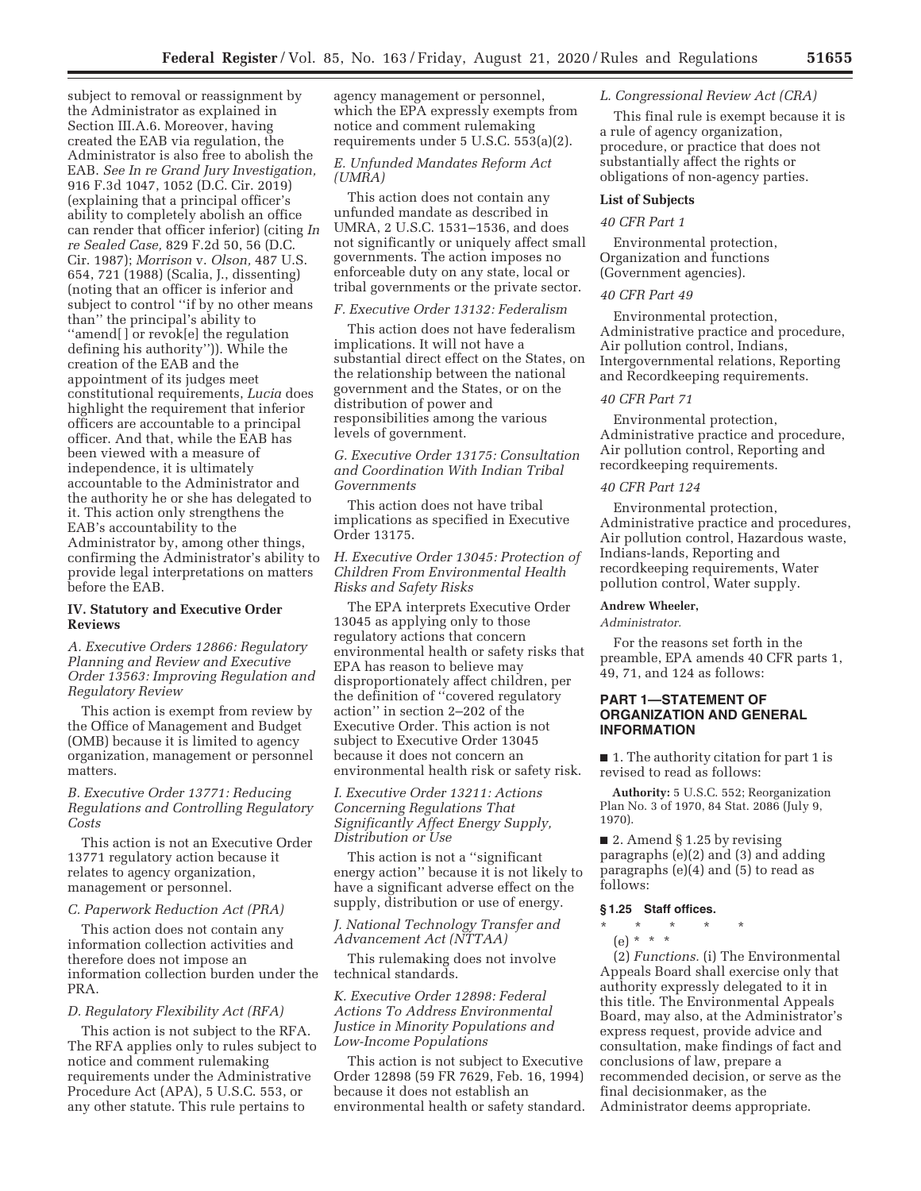subject to removal or reassignment by the Administrator as explained in Section III.A.6. Moreover, having created the EAB via regulation, the Administrator is also free to abolish the EAB. *See In re Grand Jury Investigation,* 916 F.3d 1047, 1052 (D.C. Cir. 2019) (explaining that a principal officer's ability to completely abolish an office can render that officer inferior) (citing *In re Sealed Case,* 829 F.2d 50, 56 (D.C. Cir. 1987); *Morrison* v. *Olson,* 487 U.S. 654, 721 (1988) (Scalia, J., dissenting) (noting that an officer is inferior and subject to control ''if by no other means than'' the principal's ability to ''amend[ ] or revok[e] the regulation defining his authority'')). While the creation of the EAB and the appointment of its judges meet constitutional requirements, *Lucia* does highlight the requirement that inferior officers are accountable to a principal officer. And that, while the EAB has been viewed with a measure of independence, it is ultimately accountable to the Administrator and the authority he or she has delegated to it. This action only strengthens the EAB's accountability to the Administrator by, among other things, confirming the Administrator's ability to provide legal interpretations on matters before the EAB.

## IV. Statutory and Executive Order Reviews

### *A. Executive Orders 12866: Regulatory Planning and Review and Executive Order 13563: Improving Regulation and Regulatory Review*

This action is exempt from review by the Office of Management and Budget (OMB) because it is limited to agency organization, management or personnel matters.

### *B. Executive Order 13771: Reducing Regulations and Controlling Regulatory Costs*

This action is not an Executive Order 13771 regulatory action because it relates to agency organization, management or personnel.

### *C. Paperwork Reduction Act (PRA)*

This action does not contain any information collection activities and therefore does not impose an information collection burden under the PRA.

### *D. Regulatory Flexibility Act (RFA)*

This action is not subject to the RFA. The RFA applies only to rules subject to notice and comment rulemaking requirements under the Administrative Procedure Act (APA), 5 U.S.C. 553, or any other statute. This rule pertains to agency management or personnel, which the EPA expressly exempts from notice and comment rulemaking requirements under 5 U.S.C. 553(a)(2).

### *E. Unfunded Mandates Reform Act (UMRA)*

This action does not contain any unfunded mandate as described in UMRA, 2 U.S.C. 1531–1536, and does not significantly or uniquely affect small governments. The action imposes no enforceable duty on any state, local or tribal governments or the private sector.

### *F. Executive Order 13132: Federalism*

This action does not have federalism implications. It will not have a substantial direct effect on the States, on the relationship between the national government and the States, or on the distribution of power and responsibilities among the various levels of government.

### *G. Executive Order 13175: Consultation and Coordination With Indian Tribal Governments*

This action does not have tribal implications as specified in Executive Order 13175.

### *H. Executive Order 13045: Protection of Children From Environmental Health Risks and Safety Risks*

The EPA interprets Executive Order 13045 as applying only to those regulatory actions that concern environmental health or safety risks that EPA has reason to believe may disproportionately affect children, per the definition of ''covered regulatory action'' in section 2–202 of the Executive Order. This action is not subject to Executive Order 13045 because it does not concern an environmental health risk or safety risk.

### *I. Executive Order 13211: Actions Concerning Regulations That Significantly Affect Energy Supply, Distribution or Use*

This action is not a ''significant energy action'' because it is not likely to have a significant adverse effect on the supply, distribution or use of energy.

### *J. National Technology Transfer and Advancement Act (NTTAA)*

This rulemaking does not involve technical standards.

### *K. Executive Order 12898: Federal Actions To Address Environmental Justice in Minority Populations and Low-Income Populations*

This action is not subject to Executive Order 12898 (59 FR 7629, Feb. 16, 1994) because it does not establish an environmental health or safety standard.

### *L. Congressional Review Act (CRA)*

This final rule is exempt because it is a rule of agency organization, procedure, or practice that does not substantially affect the rights or obligations of non-agency parties.

**List of Subjects**

*40 CFR Part 1*

Environmental protection, Organization and functions (Government agencies).

*40 CFR Part 49*

Environmental protection, Administrative practice and procedure, Air pollution control, Indians, Intergovernmental relations, Reporting and Recordkeeping requirements.

*40 CFR Part 71*

Environmental protection, Administrative practice and procedure, Air pollution control, Reporting and recordkeeping requirements.

*40 CFR Part 124*

Environmental protection, Administrative practice and procedures, Air pollution control, Hazardous waste, Indians-lands, Reporting and recordkeeping requirements, Water pollution control, Water supply.

**Andrew Wheeler,**

*Administrator.*

For the reasons set forth in the preamble, EPA amends 40 CFR parts 1, 49, 71, and 124 as follows:

## PART 1—STATEMENT OF ORGANIZATION AND GENERAL INFORMATION

■ 1. The authority citation for part 1 is revised to read as follows:

**Authority:** 5 U.S.C. 552; Reorganization Plan No. 3 of 1970, 84 Stat. 2086 (July 9, 1970).

■ 2. Amend § 1.25 by revising paragraphs (e)(2) and (3) and adding paragraphs (e)(4) and (5) to read as follows:

**§ 1.25 Staff offices.**

\* \* \* \* \*

(e) \* \* \*

(2) *Functions.* (i) The Environmental Appeals Board shall exercise only that authority expressly delegated to it in this title. The Environmental Appeals Board, may also, at the Administrator's express request, provide advice and consultation, make findings of fact and conclusions of law, prepare a recommended decision, or serve as the final decisionmaker, as the Administrator deems appropriate.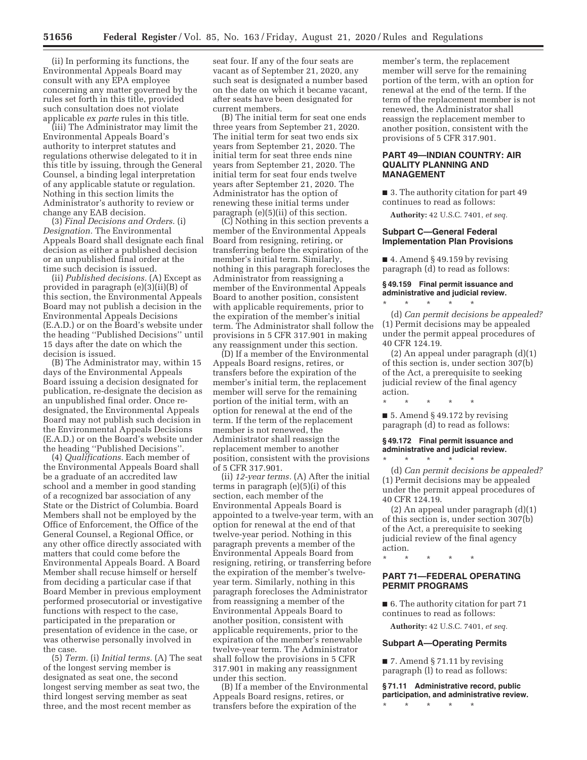(ii) In performing its functions, the Environmental Appeals Board may consult with any EPA employee concerning any matter governed by the rules set forth in this title, provided such consultation does not violate applicable *ex parte* rules in this title.

(iii) The Administrator may limit the Environmental Appeals Board's authority to interpret statutes and regulations otherwise delegated to it in this title by issuing, through the General Counsel, a binding legal interpretation of any applicable statute or regulation. Nothing in this section limits the Administrator's authority to review or change any EAB decision.

(3) *Final Decisions and Orders.* (i) *Designation.* The Environmental Appeals Board shall designate each final decision as either a published decision or an unpublished final order at the time such decision is issued.

(ii) *Published decisions.* (A) Except as provided in paragraph (e)(3)(ii)(B) of this section, the Environmental Appeals Board may not publish a decision in the Environmental Appeals Decisions (E.A.D.) or on the Board's website under the heading "Published Decisions" until 15 days after the date on which the decision is issued.

(B) The Administrator may, within 15 days of the Environmental Appeals Board issuing a decision designated for publication, re-designate the decision as an unpublished final order. Once re-designated, the Environmental Appeals Board may not publish such decision in the Environmental Appeals Decisions (E.A.D.) or on the Board's website under the heading "Published Decisions".

(4) *Qualifications.* Each member of the Environmental Appeals Board shall be a graduate of an accredited law school and a member in good standing of a recognized bar association of any State or the District of Columbia. Board Members shall not be employed by the Office of Enforcement, the Office of the General Counsel, a Regional Office, or any other office directly associated with matters that could come before the Environmental Appeals Board. A Board Member shall recuse himself or herself from deciding a particular case if that Board Member in previous employment performed prosecutorial or investigative functions with respect to the case, participated in the preparation or presentation of evidence in the case, or was otherwise personally involved in the case.

(5) *Term.* (i) *Initial terms.* (A) The seat of the longest serving member is designated as seat one, the second longest serving member as seat two, the third longest serving member as seat three, and the most recent member as seat four. If any of the four seats are vacant as of September 21, 2020, any such seat is designated a number based on the date on which it became vacant, after seats have been designated for current members.

(B) The initial term for seat one ends three years from September 21, 2020. The initial term for seat two ends six years from September 21, 2020. The initial term for seat three ends nine years from September 21, 2020. The initial term for seat four ends twelve years after September 21, 2020. The Administrator has the option of renewing these initial terms under paragraph (e)(5)(ii) of this section.

(C) Nothing in this section prevents a member of the Environmental Appeals Board from resigning, retiring, or transferring before the expiration of the member's initial term. Similarly, nothing in this paragraph forecloses the Administrator from reassigning a member of the Environmental Appeals Board to another position, consistent with applicable requirements, prior to the expiration of the member's initial term. The Administrator shall follow the provisions in 5 CFR 317.901 in making any reassignment under this section.

(D) If a member of the Environmental Appeals Board resigns, retires, or transfers before the expiration of the member's initial term, the replacement member will serve for the remaining portion of the initial term, with an option for renewal at the end of the term. If the term of the replacement member is not renewed, the Administrator shall reassign the replacement member to another position, consistent with the provisions of 5 CFR 317.901.

(ii) *12-year terms.* (A) After the initial terms in paragraph (e)(5)(i) of this section, each member of the Environmental Appeals Board is appointed to a twelve-year term, with an option for renewal at the end of that twelve-year period. Nothing in this paragraph prevents a member of the Environmental Appeals Board from resigning, retiring, or transferring before the expiration of the member's twelve-year term. Similarly, nothing in this paragraph forecloses the Administrator from reassigning a member of the Environmental Appeals Board to another position, consistent with applicable requirements, prior to the expiration of the member's renewable twelve-year term. The Administrator shall follow the provisions in 5 CFR 317.901 in making any reassignment under this section.

(B) If a member of the Environmental Appeals Board resigns, retires, or transfers before the expiration of the member's term, the replacement member will serve for the remaining portion of the term, with an option for renewal at the end of the term. If the term of the replacement member is not renewed, the Administrator shall reassign the replacement member to another position, consistent with the provisions of 5 CFR 317.901.

## PART 49—INDIAN COUNTRY: AIR QUALITY PLANNING AND MANAGEMENT

■ 3. The authority citation for part 49 continues to read as follows:

**Authority:** 42 U.S.C. 7401, *et seq.*

### Subpart C—General Federal Implementation Plan Provisions

■ 4. Amend § 49.159 by revising paragraph (d) to read as follows:

#### § 49.159 Final permit issuance and administrative and judicial review.

\* \* \* \* \*

(d) *Can permit decisions be appealed?* (1) Permit decisions may be appealed under the permit appeal procedures of 40 CFR 124.19.

(2) An appeal under paragraph (d)(1) of this section is, under section 307(b) of the Act, a prerequisite to seeking judicial review of the final agency action.

\* \* \* \* \*

■ 5. Amend § 49.172 by revising paragraph (d) to read as follows:

#### § 49.172 Final permit issuance and administrative and judicial review.

\* \* \* \* \*

(d) *Can permit decisions be appealed?* (1) Permit decisions may be appealed under the permit appeal procedures of 40 CFR 124.19.

(2) An appeal under paragraph (d)(1) of this section is, under section 307(b) of the Act, a prerequisite to seeking judicial review of the final agency action.

\* \* \* \* \*

## PART 71—FEDERAL OPERATING PERMIT PROGRAMS

■ 6. The authority citation for part 71 continues to read as follows:

**Authority:** 42 U.S.C. 7401, *et seq.*

### Subpart A—Operating Permits

■ 7. Amend § 71.11 by revising paragraph (l) to read as follows:

#### § 71.11 Administrative record, public participation, and administrative review.

\* \* \* \* \*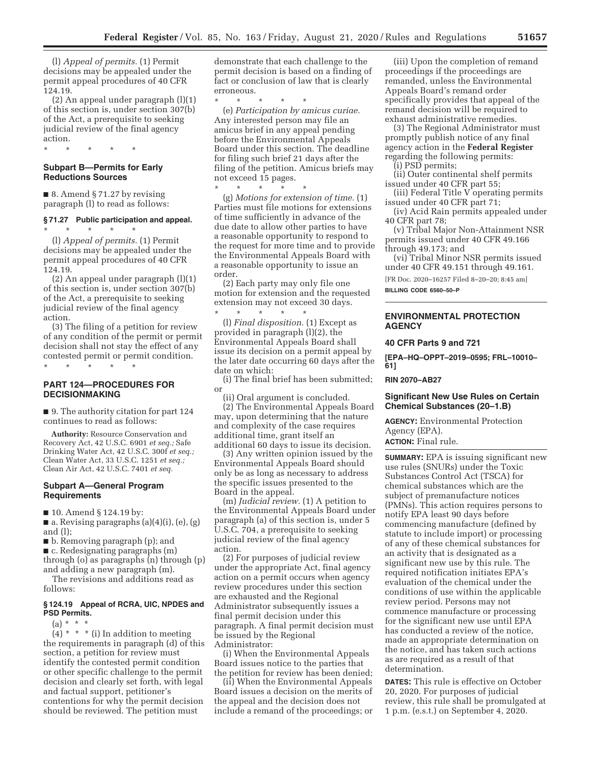(l) *Appeal of permits.* (1) Permit decisions may be appealed under the permit appeal procedures of 40 CFR 124.19.

(2) An appeal under paragraph (l)(1) of this section is, under section 307(b) of the Act, a prerequisite to seeking judicial review of the final agency action.

\* \* \* \* \*

### Subpart B—Permits for Early Reductions Sources

■ 8. Amend § 71.27 by revising paragraph (l) to read as follows:

#### § 71.27 Public participation and appeal.

\* \* \* \* \*

(l) *Appeal of permits.* (1) Permit decisions may be appealed under the permit appeal procedures of 40 CFR 124.19.

(2) An appeal under paragraph (l)(1) of this section is, under section 307(b) of the Act, a prerequisite to seeking judicial review of the final agency action.

(3) The filing of a petition for review of any condition of the permit or permit decision shall not stay the effect of any contested permit or permit condition.

\* \* \* \* \*

## PART 124—PROCEDURES FOR DECISIONMAKING

■ 9. The authority citation for part 124 continues to read as follows:

**Authority:** Resource Conservation and Recovery Act, 42 U.S.C. 6901 *et seq.;* Safe Drinking Water Act, 42 U.S.C. 300f *et seq.;* Clean Water Act, 33 U.S.C. 1251 *et seq.;* Clean Air Act, 42 U.S.C. 7401 *et seq.*

### Subpart A—General Program Requirements

■ 10. Amend § 124.19 by:

■ a. Revising paragraphs (a)(4)(i), (e), (g) and (l);

■ b. Removing paragraph (p); and

■ c. Redesignating paragraphs (m) through (o) as paragraphs (n) through (p) and adding a new paragraph (m).

The revisions and additions read as follows:

#### § 124.19 Appeal of RCRA, UIC, NPDES and PSD Permits.

(a) \* \* \*

(4) \* \* \* (i) In addition to meeting the requirements in paragraph (d) of this section, a petition for review must identify the contested permit condition or other specific challenge to the permit decision and clearly set forth, with legal and factual support, petitioner's contentions for why the permit decision should be reviewed. The petition must demonstrate that each challenge to the permit decision is based on a finding of fact or conclusion of law that is clearly erroneous.

\* \* \* \* \*

(e) *Participation by amicus curiae.* Any interested person may file an amicus brief in any appeal pending before the Environmental Appeals Board under this section. The deadline for filing such brief 21 days after the filing of the petition. Amicus briefs may not exceed 15 pages.

\* \* \* \* \*

(g) *Motions for extension of time.* (1) Parties must file motions for extensions of time sufficiently in advance of the due date to allow other parties to have a reasonable opportunity to respond to the request for more time and to provide the Environmental Appeals Board with a reasonable opportunity to issue an order.

(2) Each party may only file one motion for extension and the requested extension may not exceed 30 days.

\* \* \* \* \*

(l) *Final disposition.* (1) Except as provided in paragraph (l)(2), the Environmental Appeals Board shall issue its decision on a permit appeal by the later date occurring 60 days after the date on which:

(i) The final brief has been submitted; or

(ii) Oral argument is concluded.

(2) The Environmental Appeals Board may, upon determining that the nature and complexity of the case requires additional time, grant itself an additional 60 days to issue its decision.

(3) Any written opinion issued by the Environmental Appeals Board should only be as long as necessary to address the specific issues presented to the Board in the appeal.

(m) *Judicial review.* (1) A petition to the Environmental Appeals Board under paragraph (a) of this section is, under 5 U.S.C. 704, a prerequisite to seeking judicial review of the final agency action.

(2) For purposes of judicial review under the appropriate Act, final agency action on a permit occurs when agency review procedures under this section are exhausted and the Regional Administrator subsequently issues a final permit decision under this paragraph. A final permit decision must be issued by the Regional Administrator:

(i) When the Environmental Appeals Board issues notice to the parties that the petition for review has been denied;

(ii) When the Environmental Appeals Board issues a decision on the merits of the appeal and the decision does not include a remand of the proceedings; or

(iii) Upon the completion of remand proceedings if the proceedings are remanded, unless the Environmental Appeals Board's remand order specifically provides that appeal of the remand decision will be required to exhaust administrative remedies.

(3) The Regional Administrator must promptly publish notice of any final agency action in the **Federal Register** regarding the following permits:

(i) PSD permits;

(ii) Outer continental shelf permits issued under 40 CFR part 55;

(iii) Federal Title V operating permits issued under 40 CFR part 71;

(iv) Acid Rain permits appealed under 40 CFR part 78;

(v) Tribal Major Non-Attainment NSR permits issued under 40 CFR 49.166 through 49.173; and

(vi) Tribal Minor NSR permits issued under 40 CFR 49.151 through 49.161.

[FR Doc. 2020–16257 Filed 8–20–20; 8:45 am]

**BILLING CODE 6560–50–P**

---

## ENVIRONMENTAL PROTECTION AGENCY

### 40 CFR Parts 9 and 721

**[EPA–HQ–OPPT–2019–0595; FRL–10010–61]**

**RIN 2070–AB27**

### Significant New Use Rules on Certain Chemical Substances (20–1.B)

**AGENCY:** Environmental Protection Agency (EPA).

**ACTION:** Final rule.

---

**SUMMARY:** EPA is issuing significant new use rules (SNURs) under the Toxic Substances Control Act (TSCA) for chemical substances which are the subject of premanufacture notices (PMNs). This action requires persons to notify EPA least 90 days before commencing manufacture (defined by statute to include import) or processing of any of these chemical substances for an activity that is designated as a significant new use by this rule. The required notification initiates EPA's evaluation of the chemical under the conditions of use within the applicable review period. Persons may not commence manufacture or processing for the significant new use until EPA has conducted a review of the notice, made an appropriate determination on the notice, and has taken such actions as are required as a result of that determination.

**DATES:** This rule is effective on October 20, 2020. For purposes of judicial review, this rule shall be promulgated at 1 p.m. (e.s.t.) on September 4, 2020.